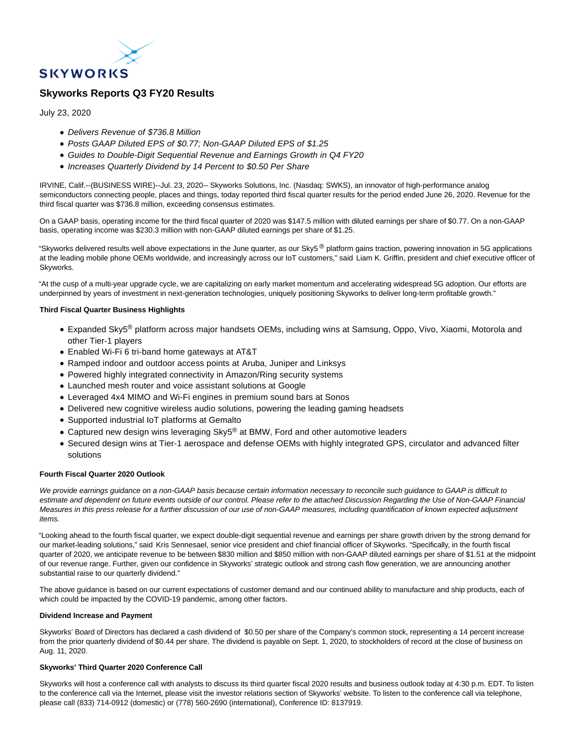SKYWORKS

# Skyworks Reports Q3 FY20 Results

July 23, 2020

- *Delivers Revenue of $736.8 Million*
- *Posts GAAP Diluted EPS of $0.77; Non-GAAP Diluted EPS of $1.25*
- *Guides to Double-Digit Sequential Revenue and Earnings Growth in Q4 FY20*
- *Increases Quarterly Dividend by 14 Percent to $0.50 Per Share*

IRVINE, Calif.--(BUSINESS WIRE)--Jul. 23, 2020-- Skyworks Solutions, Inc. (Nasdaq: SWKS), an innovator of high-performance analog semiconductors connecting people, places and things, today reported third fiscal quarter results for the period ended June 26, 2020. Revenue for the third fiscal quarter was $736.8 million, exceeding consensus estimates.

On a GAAP basis, operating income for the third fiscal quarter of 2020 was $147.5 million with diluted earnings per share of $0.77. On a non-GAAP basis, operating income was $230.3 million with non-GAAP diluted earnings per share of $1.25.

"Skyworks delivered results well above expectations in the June quarter, as our Sky5® platform gains traction, powering innovation in 5G applications at the leading mobile phone OEMs worldwide, and increasingly across our IoT customers," said Liam K. Griffin, president and chief executive officer of Skyworks.

"At the cusp of a multi-year upgrade cycle, we are capitalizing on early market momentum and accelerating widespread 5G adoption. Our efforts are underpinned by years of investment in next-generation technologies, uniquely positioning Skyworks to deliver long-term profitable growth."

**Third Fiscal Quarter Business Highlights**

- Expanded Sky5® platform across major handsets OEMs, including wins at Samsung, Oppo, Vivo, Xiaomi, Motorola and other Tier-1 players
- Enabled Wi-Fi 6 tri-band home gateways at AT&T
- Ramped indoor and outdoor access points at Aruba, Juniper and Linksys
- Powered highly integrated connectivity in Amazon/Ring security systems
- Launched mesh router and voice assistant solutions at Google
- Leveraged 4x4 MIMO and Wi-Fi engines in premium sound bars at Sonos
- Delivered new cognitive wireless audio solutions, powering the leading gaming headsets
- Supported industrial IoT platforms at Gemalto
- Captured new design wins leveraging Sky5® at BMW, Ford and other automotive leaders
- Secured design wins at Tier-1 aerospace and defense OEMs with highly integrated GPS, circulator and advanced filter solutions

**Fourth Fiscal Quarter 2020 Outlook**

*We provide earnings guidance on a non-GAAP basis because certain information necessary to reconcile such guidance to GAAP is difficult to estimate and dependent on future events outside of our control. Please refer to the attached Discussion Regarding the Use of Non-GAAP Financial Measures in this press release for a further discussion of our use of non-GAAP measures, including quantification of known expected adjustment items.*

"Looking ahead to the fourth fiscal quarter, we expect double-digit sequential revenue and earnings per share growth driven by the strong demand for our market-leading solutions," said Kris Sennesael, senior vice president and chief financial officer of Skyworks. "Specifically, in the fourth fiscal quarter of 2020, we anticipate revenue to be between $830 million and $850 million with non-GAAP diluted earnings per share of $1.51 at the midpoint of our revenue range. Further, given our confidence in Skyworks' strategic outlook and strong cash flow generation, we are announcing another substantial raise to our quarterly dividend."

The above guidance is based on our current expectations of customer demand and our continued ability to manufacture and ship products, each of which could be impacted by the COVID-19 pandemic, among other factors.

**Dividend Increase and Payment**

Skyworks' Board of Directors has declared a cash dividend of $0.50 per share of the Company's common stock, representing a 14 percent increase from the prior quarterly dividend of $0.44 per share. The dividend is payable on Sept. 1, 2020, to stockholders of record at the close of business on Aug. 11, 2020.

**Skyworks' Third Quarter 2020 Conference Call**

Skyworks will host a conference call with analysts to discuss its third quarter fiscal 2020 results and business outlook today at 4:30 p.m. EDT. To listen to the conference call via the Internet, please visit the investor relations section of Skyworks' website. To listen to the conference call via telephone, please call (833) 714-0912 (domestic) or (778) 560-2690 (international), Conference ID: 8137919.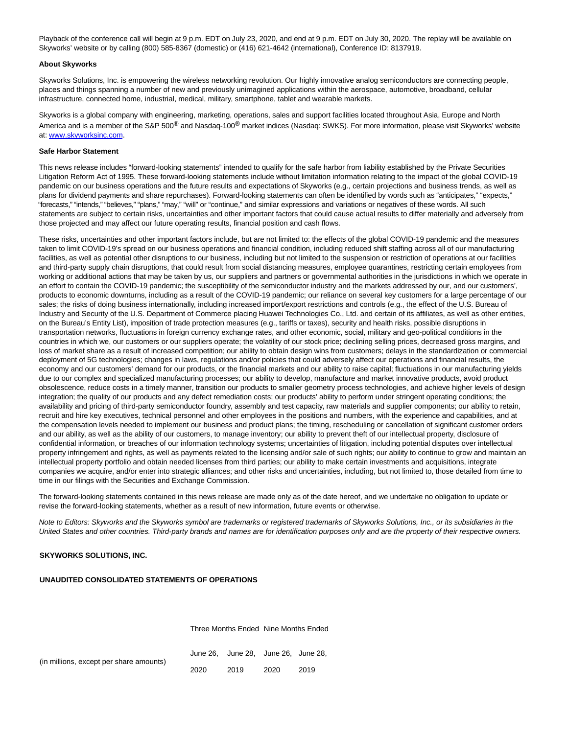Playback of the conference call will begin at 9 p.m. EDT on July 23, 2020, and end at 9 p.m. EDT on July 30, 2020. The replay will be available on Skyworks' website or by calling (800) 585-8367 (domestic) or (416) 621-4642 (international), Conference ID: 8137919.

**About Skyworks**

Skyworks Solutions, Inc. is empowering the wireless networking revolution. Our highly innovative analog semiconductors are connecting people, places and things spanning a number of new and previously unimagined applications within the aerospace, automotive, broadband, cellular infrastructure, connected home, industrial, medical, military, smartphone, tablet and wearable markets.

Skyworks is a global company with engineering, marketing, operations, sales and support facilities located throughout Asia, Europe and North America and is a member of the S&P 500® and Nasdaq-100® market indices (Nasdaq: SWKS). For more information, please visit Skyworks' website at: [www.skyworksinc.com](http://www.skyworksinc.com).

**Safe Harbor Statement**

This news release includes "forward-looking statements" intended to qualify for the safe harbor from liability established by the Private Securities Litigation Reform Act of 1995. These forward-looking statements include without limitation information relating to the impact of the global COVID-19 pandemic on our business operations and the future results and expectations of Skyworks (e.g., certain projections and business trends, as well as plans for dividend payments and share repurchases). Forward-looking statements can often be identified by words such as "anticipates," "expects," "forecasts," "intends," "believes," "plans," "may," "will" or "continue," and similar expressions and variations or negatives of these words. All such statements are subject to certain risks, uncertainties and other important factors that could cause actual results to differ materially and adversely from those projected and may affect our future operating results, financial position and cash flows.

These risks, uncertainties and other important factors include, but are not limited to: the effects of the global COVID-19 pandemic and the measures taken to limit COVID-19's spread on our business operations and financial condition, including reduced shift staffing across all of our manufacturing facilities, as well as potential other disruptions to our business, including but not limited to the suspension or restriction of operations at our facilities and third-party supply chain disruptions, that could result from social distancing measures, employee quarantines, restricting certain employees from working or additional actions that may be taken by us, our suppliers and partners or governmental authorities in the jurisdictions in which we operate in an effort to contain the COVID-19 pandemic; the susceptibility of the semiconductor industry and the markets addressed by our, and our customers', products to economic downturns, including as a result of the COVID-19 pandemic; our reliance on several key customers for a large percentage of our sales; the risks of doing business internationally, including increased import/export restrictions and controls (e.g., the effect of the U.S. Bureau of Industry and Security of the U.S. Department of Commerce placing Huawei Technologies Co., Ltd. and certain of its affiliates, as well as other entities, on the Bureau's Entity List), imposition of trade protection measures (e.g., tariffs or taxes), security and health risks, possible disruptions in transportation networks, fluctuations in foreign currency exchange rates, and other economic, social, military and geo-political conditions in the countries in which we, our customers or our suppliers operate; the volatility of our stock price; declining selling prices, decreased gross margins, and loss of market share as a result of increased competition; our ability to obtain design wins from customers; delays in the standardization or commercial deployment of 5G technologies; changes in laws, regulations and/or policies that could adversely affect our operations and financial results, the economy and our customers' demand for our products, or the financial markets and our ability to raise capital; fluctuations in our manufacturing yields due to our complex and specialized manufacturing processes; our ability to develop, manufacture and market innovative products, avoid product obsolescence, reduce costs in a timely manner, transition our products to smaller geometry process technologies, and achieve higher levels of design integration; the quality of our products and any defect remediation costs; our products' ability to perform under stringent operating conditions; the availability and pricing of third-party semiconductor foundry, assembly and test capacity, raw materials and supplier components; our ability to retain, recruit and hire key executives, technical personnel and other employees in the positions and numbers, with the experience and capabilities, and at the compensation levels needed to implement our business and product plans; the timing, rescheduling or cancellation of significant customer orders and our ability, as well as the ability of our customers, to manage inventory; our ability to prevent theft of our intellectual property, disclosure of confidential information, or breaches of our information technology systems; uncertainties of litigation, including potential disputes over intellectual property infringement and rights, as well as payments related to the licensing and/or sale of such rights; our ability to continue to grow and maintain an intellectual property portfolio and obtain needed licenses from third parties; our ability to make certain investments and acquisitions, integrate companies we acquire, and/or enter into strategic alliances; and other risks and uncertainties, including, but not limited to, those detailed from time to time in our filings with the Securities and Exchange Commission.

The forward-looking statements contained in this news release are made only as of the date hereof, and we undertake no obligation to update or revise the forward-looking statements, whether as a result of new information, future events or otherwise.

*Note to Editors: Skyworks and the Skyworks symbol are trademarks or registered trademarks of Skyworks Solutions, Inc., or its subsidiaries in the United States and other countries. Third-party brands and names are for identification purposes only and are the property of their respective owners.*

**SKYWORKS SOLUTIONS, INC.**

**UNAUDITED CONSOLIDATED STATEMENTS OF OPERATIONS**

| | Three Months Ended | | Nine Months Ended | |
|---|---|---|---|---|
| (in millions, except per share amounts) | June 26, 2020 | June 28, 2019 | June 26, 2020 | June 28, 2019 |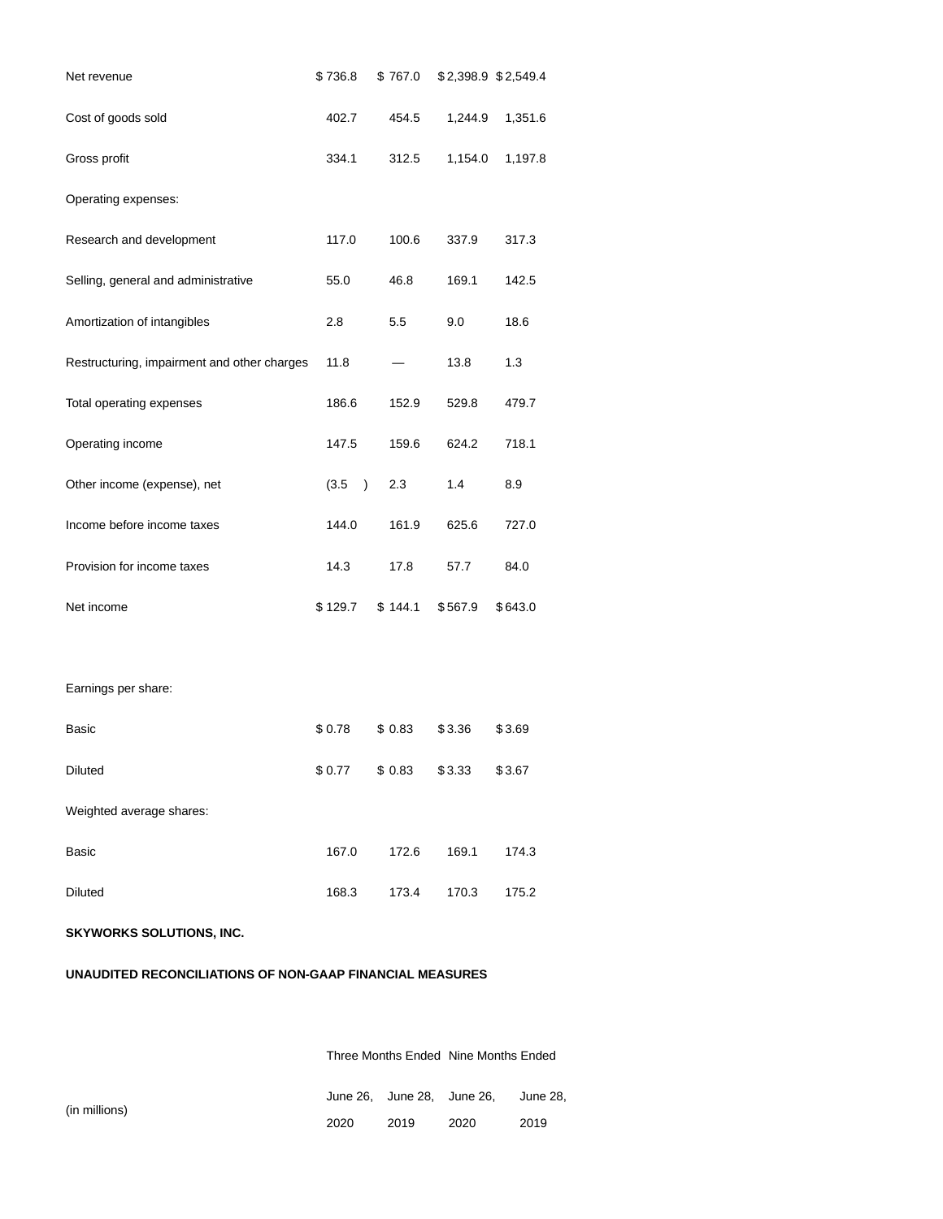| | | | | |
|---|---|---|---|---|
| Net revenue | $ 736.8 | $ 767.0 | $ 2,398.9 | $ 2,549.4 |
| Cost of goods sold | 402.7 | 454.5 | 1,244.9 | 1,351.6 |
| Gross profit | 334.1 | 312.5 | 1,154.0 | 1,197.8 |
| Operating expenses: | | | | |
| Research and development | 117.0 | 100.6 | 337.9 | 317.3 |
| Selling, general and administrative | 55.0 | 46.8 | 169.1 | 142.5 |
| Amortization of intangibles | 2.8 | 5.5 | 9.0 | 18.6 |
| Restructuring, impairment and other charges | 11.8 | — | 13.8 | 1.3 |
| Total operating expenses | 186.6 | 152.9 | 529.8 | 479.7 |
| Operating income | 147.5 | 159.6 | 624.2 | 718.1 |
| Other income (expense), net | (3.5 ) | 2.3 | 1.4 | 8.9 |
| Income before income taxes | 144.0 | 161.9 | 625.6 | 727.0 |
| Provision for income taxes | 14.3 | 17.8 | 57.7 | 84.0 |
| Net income | $ 129.7 | $ 144.1 | $ 567.9 | $ 643.0 |
| | | | | |
| Earnings per share: | | | | |
| Basic | $ 0.78 | $ 0.83 | $ 3.36 | $ 3.69 |
| Diluted | $ 0.77 | $ 0.83 | $ 3.33 | $ 3.67 |
| Weighted average shares: | | | | |
| Basic | 167.0 | 172.6 | 169.1 | 174.3 |
| Diluted | 168.3 | 173.4 | 170.3 | 175.2 |

**SKYWORKS SOLUTIONS, INC.**

**UNAUDITED RECONCILIATIONS OF NON-GAAP FINANCIAL MEASURES**

| | Three Months Ended | | Nine Months Ended | |
|---|---|---|---|---|
| (in millions) | June 26, 2020 | June 28, 2019 | June 26, 2020 | June 28, 2019 |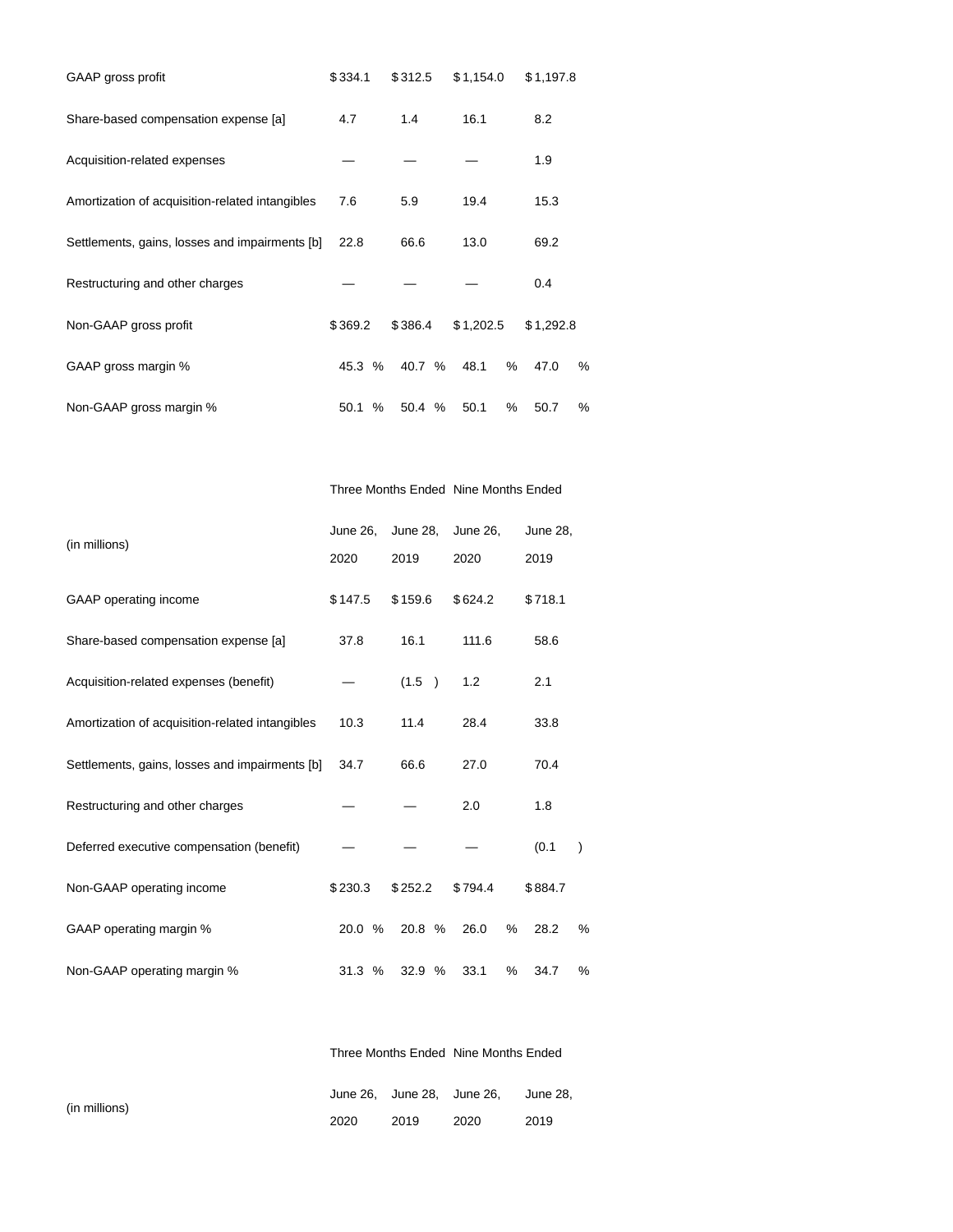| | | | | |
|---|---|---|---|---|
| GAAP gross profit | $ 334.1 | $ 312.5 | $ 1,154.0 | $ 1,197.8 |
| Share-based compensation expense [a] | 4.7 | 1.4 | 16.1 | 8.2 |
| Acquisition-related expenses | — | — | — | 1.9 |
| Amortization of acquisition-related intangibles | 7.6 | 5.9 | 19.4 | 15.3 |
| Settlements, gains, losses and impairments [b] | 22.8 | 66.6 | 13.0 | 69.2 |
| Restructuring and other charges | — | — | — | 0.4 |
| Non-GAAP gross profit | $ 369.2 | $ 386.4 | $ 1,202.5 | $ 1,292.8 |
| GAAP gross margin % | 45.3 % | 40.7 % | 48.1 % | 47.0 % |
| Non-GAAP gross margin % | 50.1 % | 50.4 % | 50.1 % | 50.7 % |

| | Three Months Ended | | Nine Months Ended | |
|---|---|---|---|---|
| (in millions) | June 26, 2020 | June 28, 2019 | June 26, 2020 | June 28, 2019 |
| GAAP operating income | $ 147.5 | $ 159.6 | $ 624.2 | $ 718.1 |
| Share-based compensation expense [a] | 37.8 | 16.1 | 111.6 | 58.6 |
| Acquisition-related expenses (benefit) | — | (1.5 ) | 1.2 | 2.1 |
| Amortization of acquisition-related intangibles | 10.3 | 11.4 | 28.4 | 33.8 |
| Settlements, gains, losses and impairments [b] | 34.7 | 66.6 | 27.0 | 70.4 |
| Restructuring and other charges | — | — | 2.0 | 1.8 |
| Deferred executive compensation (benefit) | — | — | — | (0.1 ) |
| Non-GAAP operating income | $ 230.3 | $ 252.2 | $ 794.4 | $ 884.7 |
| GAAP operating margin % | 20.0 % | 20.8 % | 26.0 % | 28.2 % |
| Non-GAAP operating margin % | 31.3 % | 32.9 % | 33.1 % | 34.7 % |

| | Three Months Ended | | Nine Months Ended | |
|---|---|---|---|---|
| (in millions) | June 26, 2020 | June 28, 2019 | June 26, 2020 | June 28, 2019 |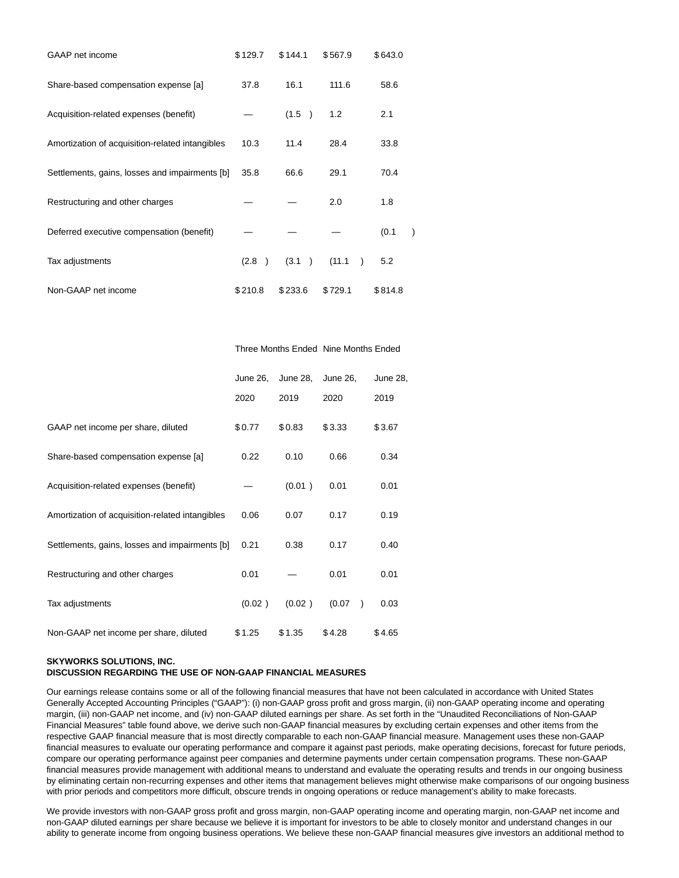| | | | | |
|---|---|---|---|---|
| GAAP net income | $ 129.7 | $ 144.1 | $ 567.9 | $ 643.0 |
| Share-based compensation expense [a] | 37.8 | 16.1 | 111.6 | 58.6 |
| Acquisition-related expenses (benefit) | — | (1.5 ) | 1.2 | 2.1 |
| Amortization of acquisition-related intangibles | 10.3 | 11.4 | 28.4 | 33.8 |
| Settlements, gains, losses and impairments [b] | 35.8 | 66.6 | 29.1 | 70.4 |
| Restructuring and other charges | — | — | 2.0 | 1.8 |
| Deferred executive compensation (benefit) | — | — | — | (0.1 ) |
| Tax adjustments | (2.8 ) | (3.1 ) | (11.1 ) | 5.2 |
| Non-GAAP net income | $ 210.8 | $ 233.6 | $ 729.1 | $ 814.8 |

| | Three Months Ended | | Nine Months Ended | |
|---|---|---|---|---|
| | June 26, 2020 | June 28, 2019 | June 26, 2020 | June 28, 2019 |
| GAAP net income per share, diluted | $ 0.77 | $ 0.83 | $ 3.33 | $ 3.67 |
| Share-based compensation expense [a] | 0.22 | 0.10 | 0.66 | 0.34 |
| Acquisition-related expenses (benefit) | — | (0.01 ) | 0.01 | 0.01 |
| Amortization of acquisition-related intangibles | 0.06 | 0.07 | 0.17 | 0.19 |
| Settlements, gains, losses and impairments [b] | 0.21 | 0.38 | 0.17 | 0.40 |
| Restructuring and other charges | 0.01 | — | 0.01 | 0.01 |
| Tax adjustments | (0.02 ) | (0.02 ) | (0.07 ) | 0.03 |
| Non-GAAP net income per share, diluted | $ 1.25 | $ 1.35 | $ 4.28 | $ 4.65 |

**SKYWORKS SOLUTIONS, INC.**
**DISCUSSION REGARDING THE USE OF NON-GAAP FINANCIAL MEASURES**

Our earnings release contains some or all of the following financial measures that have not been calculated in accordance with United States Generally Accepted Accounting Principles ("GAAP"): (i) non-GAAP gross profit and gross margin, (ii) non-GAAP operating income and operating margin, (iii) non-GAAP net income, and (iv) non-GAAP diluted earnings per share. As set forth in the "Unaudited Reconciliations of Non-GAAP Financial Measures" table found above, we derive such non-GAAP financial measures by excluding certain expenses and other items from the respective GAAP financial measure that is most directly comparable to each non-GAAP financial measure. Management uses these non-GAAP financial measures to evaluate our operating performance and compare it against past periods, make operating decisions, forecast for future periods, compare our operating performance against peer companies and determine payments under certain compensation programs. These non-GAAP financial measures provide management with additional means to understand and evaluate the operating results and trends in our ongoing business by eliminating certain non-recurring expenses and other items that management believes might otherwise make comparisons of our ongoing business with prior periods and competitors more difficult, obscure trends in ongoing operations or reduce management's ability to make forecasts.

We provide investors with non-GAAP gross profit and gross margin, non-GAAP operating income and operating margin, non-GAAP net income and non-GAAP diluted earnings per share because we believe it is important for investors to be able to closely monitor and understand changes in our ability to generate income from ongoing business operations. We believe these non-GAAP financial measures give investors an additional method to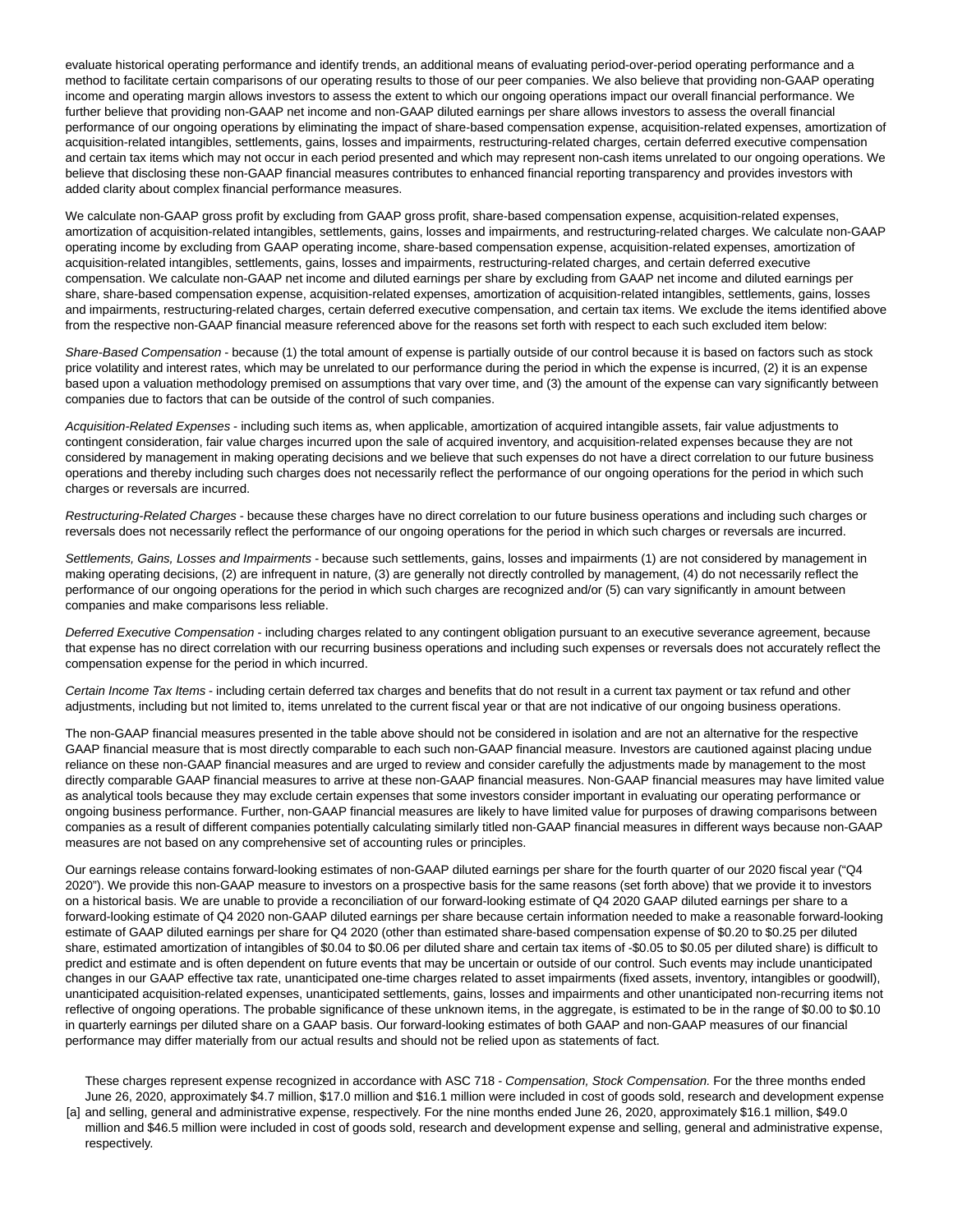evaluate historical operating performance and identify trends, an additional means of evaluating period-over-period operating performance and a method to facilitate certain comparisons of our operating results to those of our peer companies. We also believe that providing non-GAAP operating income and operating margin allows investors to assess the extent to which our ongoing operations impact our overall financial performance. We further believe that providing non-GAAP net income and non-GAAP diluted earnings per share allows investors to assess the overall financial performance of our ongoing operations by eliminating the impact of share-based compensation expense, acquisition-related expenses, amortization of acquisition-related intangibles, settlements, gains, losses and impairments, restructuring-related charges, certain deferred executive compensation and certain tax items which may not occur in each period presented and which may represent non-cash items unrelated to our ongoing operations. We believe that disclosing these non-GAAP financial measures contributes to enhanced financial reporting transparency and provides investors with added clarity about complex financial performance measures.

We calculate non-GAAP gross profit by excluding from GAAP gross profit, share-based compensation expense, acquisition-related expenses, amortization of acquisition-related intangibles, settlements, gains, losses and impairments, and restructuring-related charges. We calculate non-GAAP operating income by excluding from GAAP operating income, share-based compensation expense, acquisition-related expenses, amortization of acquisition-related intangibles, settlements, gains, losses and impairments, restructuring-related charges, and certain deferred executive compensation. We calculate non-GAAP net income and diluted earnings per share by excluding from GAAP net income and diluted earnings per share, share-based compensation expense, acquisition-related expenses, amortization of acquisition-related intangibles, settlements, gains, losses and impairments, restructuring-related charges, certain deferred executive compensation, and certain tax items. We exclude the items identified above from the respective non-GAAP financial measure referenced above for the reasons set forth with respect to each such excluded item below:

*Share-Based Compensation* - because (1) the total amount of expense is partially outside of our control because it is based on factors such as stock price volatility and interest rates, which may be unrelated to our performance during the period in which the expense is incurred, (2) it is an expense based upon a valuation methodology premised on assumptions that vary over time, and (3) the amount of the expense can vary significantly between companies due to factors that can be outside of the control of such companies.

*Acquisition-Related Expenses* - including such items as, when applicable, amortization of acquired intangible assets, fair value adjustments to contingent consideration, fair value charges incurred upon the sale of acquired inventory, and acquisition-related expenses because they are not considered by management in making operating decisions and we believe that such expenses do not have a direct correlation to our future business operations and thereby including such charges does not necessarily reflect the performance of our ongoing operations for the period in which such charges or reversals are incurred.

*Restructuring-Related Charges* - because these charges have no direct correlation to our future business operations and including such charges or reversals does not necessarily reflect the performance of our ongoing operations for the period in which such charges or reversals are incurred.

*Settlements, Gains, Losses and Impairments* - because such settlements, gains, losses and impairments (1) are not considered by management in making operating decisions, (2) are infrequent in nature, (3) are generally not directly controlled by management, (4) do not necessarily reflect the performance of our ongoing operations for the period in which such charges are recognized and/or (5) can vary significantly in amount between companies and make comparisons less reliable.

*Deferred Executive Compensation* - including charges related to any contingent obligation pursuant to an executive severance agreement, because that expense has no direct correlation with our recurring business operations and including such expenses or reversals does not accurately reflect the compensation expense for the period in which incurred.

*Certain Income Tax Items* - including certain deferred tax charges and benefits that do not result in a current tax payment or tax refund and other adjustments, including but not limited to, items unrelated to the current fiscal year or that are not indicative of our ongoing business operations.

The non-GAAP financial measures presented in the table above should not be considered in isolation and are not an alternative for the respective GAAP financial measure that is most directly comparable to each such non-GAAP financial measure. Investors are cautioned against placing undue reliance on these non-GAAP financial measures and are urged to review and consider carefully the adjustments made by management to the most directly comparable GAAP financial measures to arrive at these non-GAAP financial measures. Non-GAAP financial measures may have limited value as analytical tools because they may exclude certain expenses that some investors consider important in evaluating our operating performance or ongoing business performance. Further, non-GAAP financial measures are likely to have limited value for purposes of drawing comparisons between companies as a result of different companies potentially calculating similarly titled non-GAAP financial measures in different ways because non-GAAP measures are not based on any comprehensive set of accounting rules or principles.

Our earnings release contains forward-looking estimates of non-GAAP diluted earnings per share for the fourth quarter of our 2020 fiscal year ("Q4 2020"). We provide this non-GAAP measure to investors on a prospective basis for the same reasons (set forth above) that we provide it to investors on a historical basis. We are unable to provide a reconciliation of our forward-looking estimate of Q4 2020 GAAP diluted earnings per share to a forward-looking estimate of Q4 2020 non-GAAP diluted earnings per share because certain information needed to make a reasonable forward-looking estimate of GAAP diluted earnings per share for Q4 2020 (other than estimated share-based compensation expense of $0.20 to $0.25 per diluted share, estimated amortization of intangibles of $0.04 to $0.06 per diluted share and certain tax items of -$0.05 to $0.05 per diluted share) is difficult to predict and estimate and is often dependent on future events that may be uncertain or outside of our control. Such events may include unanticipated changes in our GAAP effective tax rate, unanticipated one-time charges related to asset impairments (fixed assets, inventory, intangibles or goodwill), unanticipated acquisition-related expenses, unanticipated settlements, gains, losses and impairments and other unanticipated non-recurring items not reflective of ongoing operations. The probable significance of these unknown items, in the aggregate, is estimated to be in the range of $0.00 to $0.10 in quarterly earnings per diluted share on a GAAP basis. Our forward-looking estimates of both GAAP and non-GAAP measures of our financial performance may differ materially from our actual results and should not be relied upon as statements of fact.

[a] These charges represent expense recognized in accordance with ASC 718 - *Compensation, Stock Compensation.* For the three months ended June 26, 2020, approximately $4.7 million, $17.0 million and $16.1 million were included in cost of goods sold, research and development expense and selling, general and administrative expense, respectively. For the nine months ended June 26, 2020, approximately $16.1 million, $49.0 million and $46.5 million were included in cost of goods sold, research and development expense and selling, general and administrative expense, respectively.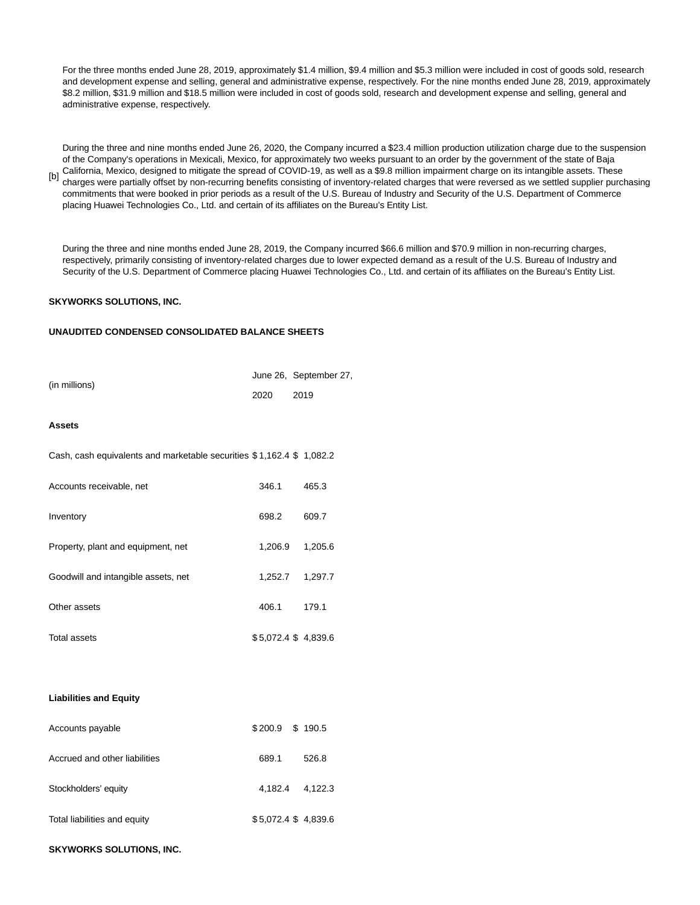For the three months ended June 28, 2019, approximately $1.4 million, $9.4 million and $5.3 million were included in cost of goods sold, research and development expense and selling, general and administrative expense, respectively. For the nine months ended June 28, 2019, approximately $8.2 million, $31.9 million and $18.5 million were included in cost of goods sold, research and development expense and selling, general and administrative expense, respectively.

[b] During the three and nine months ended June 26, 2020, the Company incurred a $23.4 million production utilization charge due to the suspension of the Company's operations in Mexicali, Mexico, for approximately two weeks pursuant to an order by the government of the state of Baja California, Mexico, designed to mitigate the spread of COVID-19, as well as a $9.8 million impairment charge on its intangible assets. These charges were partially offset by non-recurring benefits consisting of inventory-related charges that were reversed as we settled supplier purchasing commitments that were booked in prior periods as a result of the U.S. Bureau of Industry and Security of the U.S. Department of Commerce placing Huawei Technologies Co., Ltd. and certain of its affiliates on the Bureau's Entity List.

During the three and nine months ended June 28, 2019, the Company incurred $66.6 million and $70.9 million in non-recurring charges, respectively, primarily consisting of inventory-related charges due to lower expected demand as a result of the U.S. Bureau of Industry and Security of the U.S. Department of Commerce placing Huawei Technologies Co., Ltd. and certain of its affiliates on the Bureau's Entity List.

**SKYWORKS SOLUTIONS, INC.**

**UNAUDITED CONDENSED CONSOLIDATED BALANCE SHEETS**

| (in millions) | June 26, 2020 | September 27, 2019 |
|---|---|---|
| **Assets** | | |
| Cash, cash equivalents and marketable securities | $ 1,162.4 | $ 1,082.2 |
| Accounts receivable, net | 346.1 | 465.3 |
| Inventory | 698.2 | 609.7 |
| Property, plant and equipment, net | 1,206.9 | 1,205.6 |
| Goodwill and intangible assets, net | 1,252.7 | 1,297.7 |
| Other assets | 406.1 | 179.1 |
| Total assets | $ 5,072.4 | $ 4,839.6 |
| **Liabilities and Equity** | | |
| Accounts payable | $ 200.9 | $ 190.5 |
| Accrued and other liabilities | 689.1 | 526.8 |
| Stockholders' equity | 4,182.4 | 4,122.3 |
| Total liabilities and equity | $ 5,072.4 | $ 4,839.6 |

**SKYWORKS SOLUTIONS, INC.**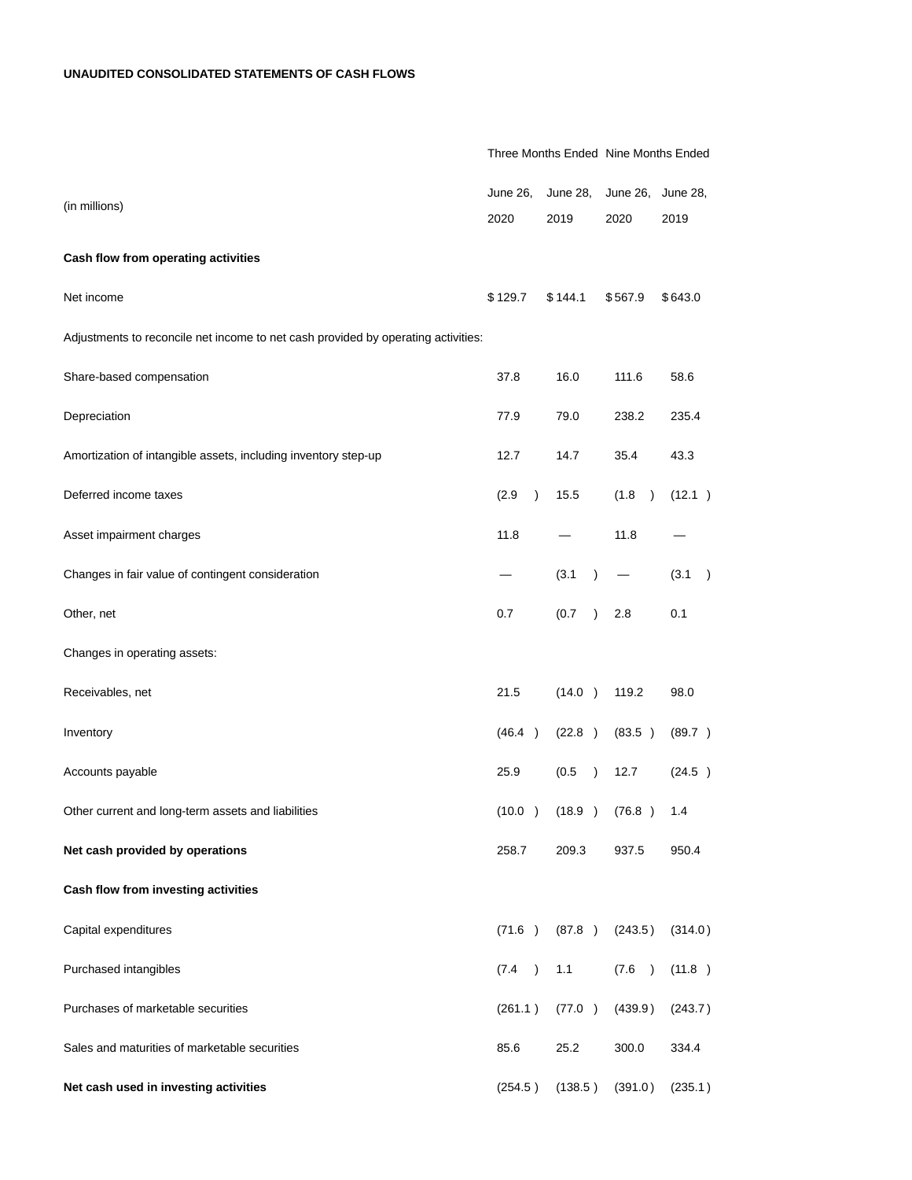**UNAUDITED CONSOLIDATED STATEMENTS OF CASH FLOWS**

| (in millions) | Three Months Ended | | Nine Months Ended | |
|---|---|---|---|---|
| | June 26, 2020 | June 28, 2019 | June 26, 2020 | June 28, 2019 |
| **Cash flow from operating activities** | | | | |
| Net income | $ 129.7 | $ 144.1 | $ 567.9 | $ 643.0 |
| Adjustments to reconcile net income to net cash provided by operating activities: | | | | |
| Share-based compensation | 37.8 | 16.0 | 111.6 | 58.6 |
| Depreciation | 77.9 | 79.0 | 238.2 | 235.4 |
| Amortization of intangible assets, including inventory step-up | 12.7 | 14.7 | 35.4 | 43.3 |
| Deferred income taxes | (2.9 ) | 15.5 | (1.8 ) | (12.1 ) |
| Asset impairment charges | 11.8 | — | 11.8 | — |
| Changes in fair value of contingent consideration | — | (3.1 ) | — | (3.1 ) |
| Other, net | 0.7 | (0.7 ) | 2.8 | 0.1 |
| Changes in operating assets: | | | | |
| Receivables, net | 21.5 | (14.0 ) | 119.2 | 98.0 |
| Inventory | (46.4 ) | (22.8 ) | (83.5 ) | (89.7 ) |
| Accounts payable | 25.9 | (0.5 ) | 12.7 | (24.5 ) |
| Other current and long-term assets and liabilities | (10.0 ) | (18.9 ) | (76.8 ) | 1.4 |
| **Net cash provided by operations** | 258.7 | 209.3 | 937.5 | 950.4 |
| **Cash flow from investing activities** | | | | |
| Capital expenditures | (71.6 ) | (87.8 ) | (243.5 ) | (314.0 ) |
| Purchased intangibles | (7.4 ) | 1.1 | (7.6 ) | (11.8 ) |
| Purchases of marketable securities | (261.1 ) | (77.0 ) | (439.9 ) | (243.7 ) |
| Sales and maturities of marketable securities | 85.6 | 25.2 | 300.0 | 334.4 |
| **Net cash used in investing activities** | (254.5 ) | (138.5 ) | (391.0 ) | (235.1 ) |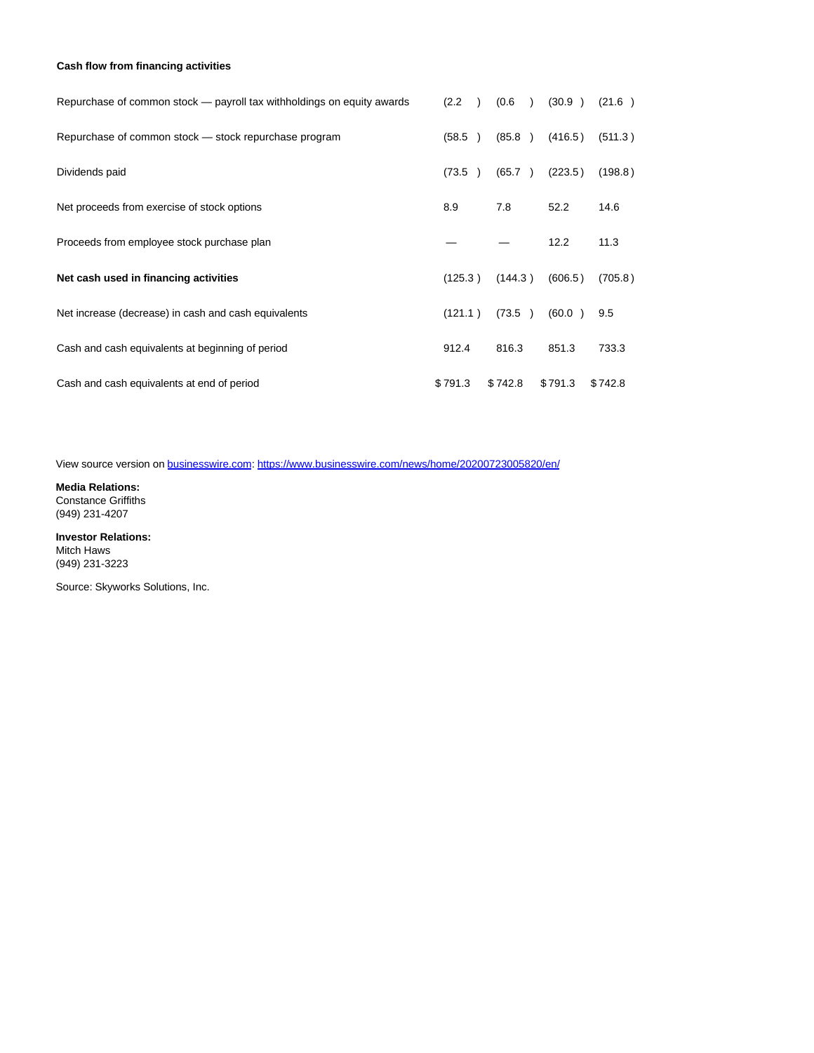**Cash flow from financing activities**

| | | | | |
|---|---|---|---|---|
| Repurchase of common stock — payroll tax withholdings on equity awards | (2.2 ) | (0.6 ) | (30.9 ) | (21.6 ) |
| Repurchase of common stock — stock repurchase program | (58.5 ) | (85.8 ) | (416.5 ) | (511.3 ) |
| Dividends paid | (73.5 ) | (65.7 ) | (223.5 ) | (198.8 ) |
| Net proceeds from exercise of stock options | 8.9 | 7.8 | 52.2 | 14.6 |
| Proceeds from employee stock purchase plan | — | — | 12.2 | 11.3 |
| **Net cash used in financing activities** | (125.3 ) | (144.3 ) | (606.5 ) | (705.8 ) |
| Net increase (decrease) in cash and cash equivalents | (121.1 ) | (73.5 ) | (60.0 ) | 9.5 |
| Cash and cash equivalents at beginning of period | 912.4 | 816.3 | 851.3 | 733.3 |
| Cash and cash equivalents at end of period | $ 791.3 | $ 742.8 | $ 791.3 | $ 742.8 |

View source version on businesswire.com: https://www.businesswire.com/news/home/20200723005820/en/

**Media Relations:**
Constance Griffiths
(949) 231-4207

**Investor Relations:**
Mitch Haws
(949) 231-3223

Source: Skyworks Solutions, Inc.